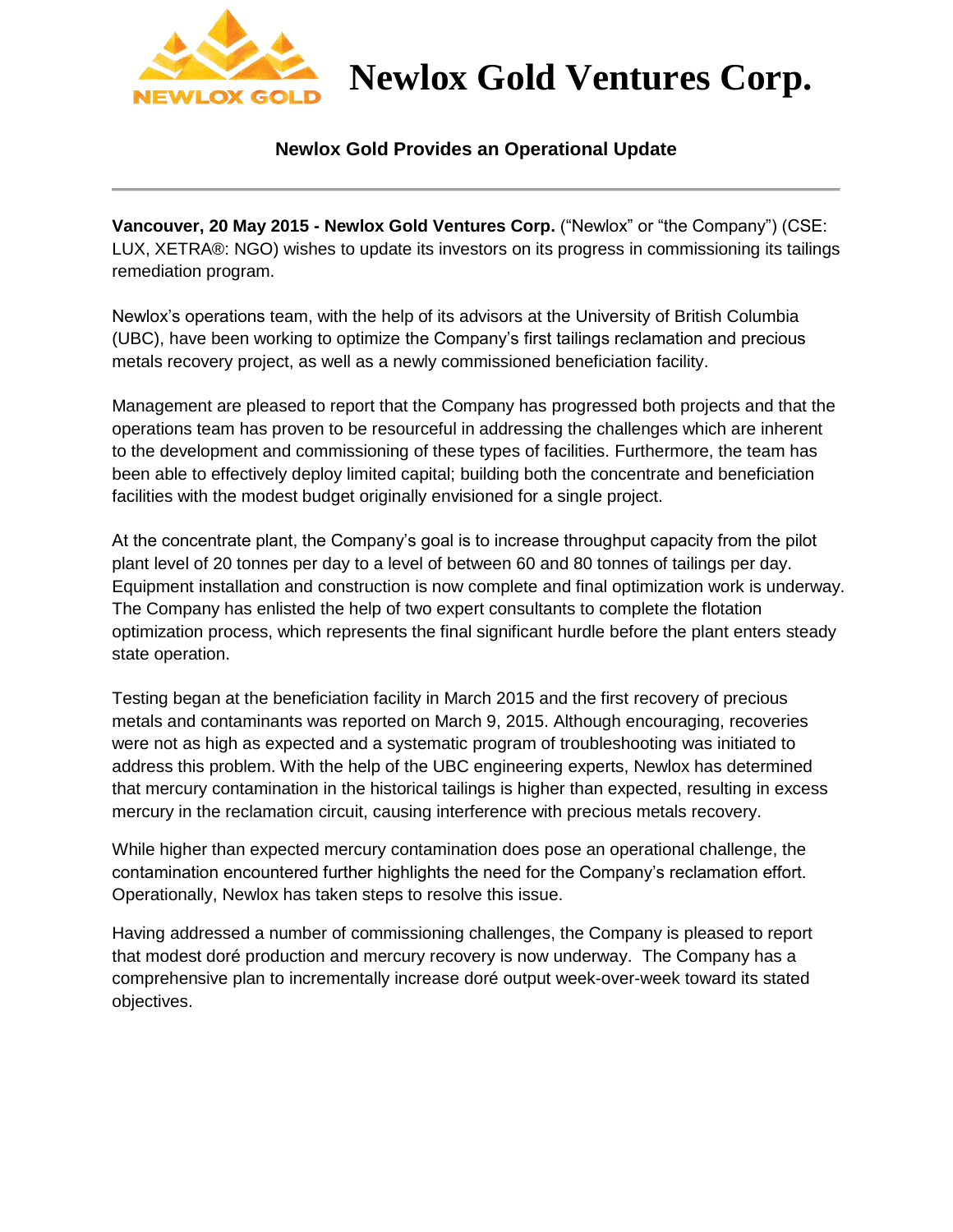# Newlox Gold Ventures Corp.

## Newlox Gold Provides an Operational Update

---

**Vancouver, 20 May 2015 - Newlox Gold Ventures Corp.** ("Newlox" or "the Company") (CSE: LUX, XETRA®: NGO) wishes to update its investors on its progress in commissioning its tailings remediation program.

Newlox's operations team, with the help of its advisors at the University of British Columbia (UBC), have been working to optimize the Company's first tailings reclamation and precious metals recovery project, as well as a newly commissioned beneficiation facility.

Management are pleased to report that the Company has progressed both projects and that the operations team has proven to be resourceful in addressing the challenges which are inherent to the development and commissioning of these types of facilities. Furthermore, the team has been able to effectively deploy limited capital; building both the concentrate and beneficiation facilities with the modest budget originally envisioned for a single project.

At the concentrate plant, the Company's goal is to increase throughput capacity from the pilot plant level of 20 tonnes per day to a level of between 60 and 80 tonnes of tailings per day. Equipment installation and construction is now complete and final optimization work is underway. The Company has enlisted the help of two expert consultants to complete the flotation optimization process, which represents the final significant hurdle before the plant enters steady state operation.

Testing began at the beneficiation facility in March 2015 and the first recovery of precious metals and contaminants was reported on March 9, 2015. Although encouraging, recoveries were not as high as expected and a systematic program of troubleshooting was initiated to address this problem. With the help of the UBC engineering experts, Newlox has determined that mercury contamination in the historical tailings is higher than expected, resulting in excess mercury in the reclamation circuit, causing interference with precious metals recovery.

While higher than expected mercury contamination does pose an operational challenge, the contamination encountered further highlights the need for the Company's reclamation effort. Operationally, Newlox has taken steps to resolve this issue.

Having addressed a number of commissioning challenges, the Company is pleased to report that modest doré production and mercury recovery is now underway. The Company has a comprehensive plan to incrementally increase doré output week-over-week toward its stated objectives.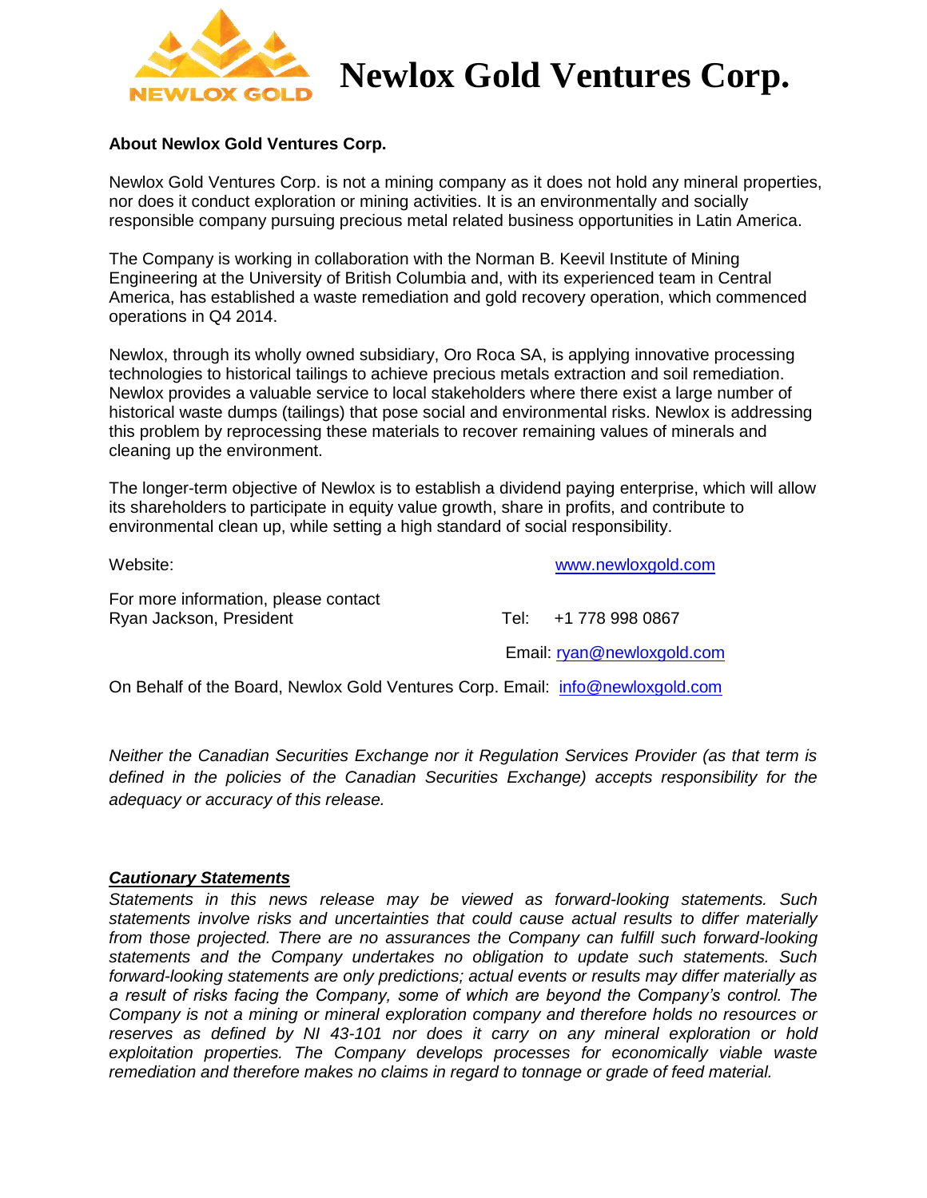# Newlox Gold Ventures Corp.

**About Newlox Gold Ventures Corp.**

Newlox Gold Ventures Corp. is not a mining company as it does not hold any mineral properties, nor does it conduct exploration or mining activities. It is an environmentally and socially responsible company pursuing precious metal related business opportunities in Latin America.

The Company is working in collaboration with the Norman B. Keevil Institute of Mining Engineering at the University of British Columbia and, with its experienced team in Central America, has established a waste remediation and gold recovery operation, which commenced operations in Q4 2014.

Newlox, through its wholly owned subsidiary, Oro Roca SA, is applying innovative processing technologies to historical tailings to achieve precious metals extraction and soil remediation. Newlox provides a valuable service to local stakeholders where there exist a large number of historical waste dumps (tailings) that pose social and environmental risks. Newlox is addressing this problem by reprocessing these materials to recover remaining values of minerals and cleaning up the environment.

The longer-term objective of Newlox is to establish a dividend paying enterprise, which will allow its shareholders to participate in equity value growth, share in profits, and contribute to environmental clean up, while setting a high standard of social responsibility.

Website: www.newloxgold.com

For more information, please contact
Ryan Jackson, President — Tel: +1 778 998 0867

Email: ryan@newloxgold.com

On Behalf of the Board, Newlox Gold Ventures Corp. Email: info@newloxgold.com

*Neither the Canadian Securities Exchange nor it Regulation Services Provider (as that term is defined in the policies of the Canadian Securities Exchange) accepts responsibility for the adequacy or accuracy of this release.*

***Cautionary Statements***

*Statements in this news release may be viewed as forward-looking statements. Such statements involve risks and uncertainties that could cause actual results to differ materially from those projected. There are no assurances the Company can fulfill such forward-looking statements and the Company undertakes no obligation to update such statements. Such forward-looking statements are only predictions; actual events or results may differ materially as a result of risks facing the Company, some of which are beyond the Company's control. The Company is not a mining or mineral exploration company and therefore holds no resources or reserves as defined by NI 43-101 nor does it carry on any mineral exploration or hold exploitation properties. The Company develops processes for economically viable waste remediation and therefore makes no claims in regard to tonnage or grade of feed material.*